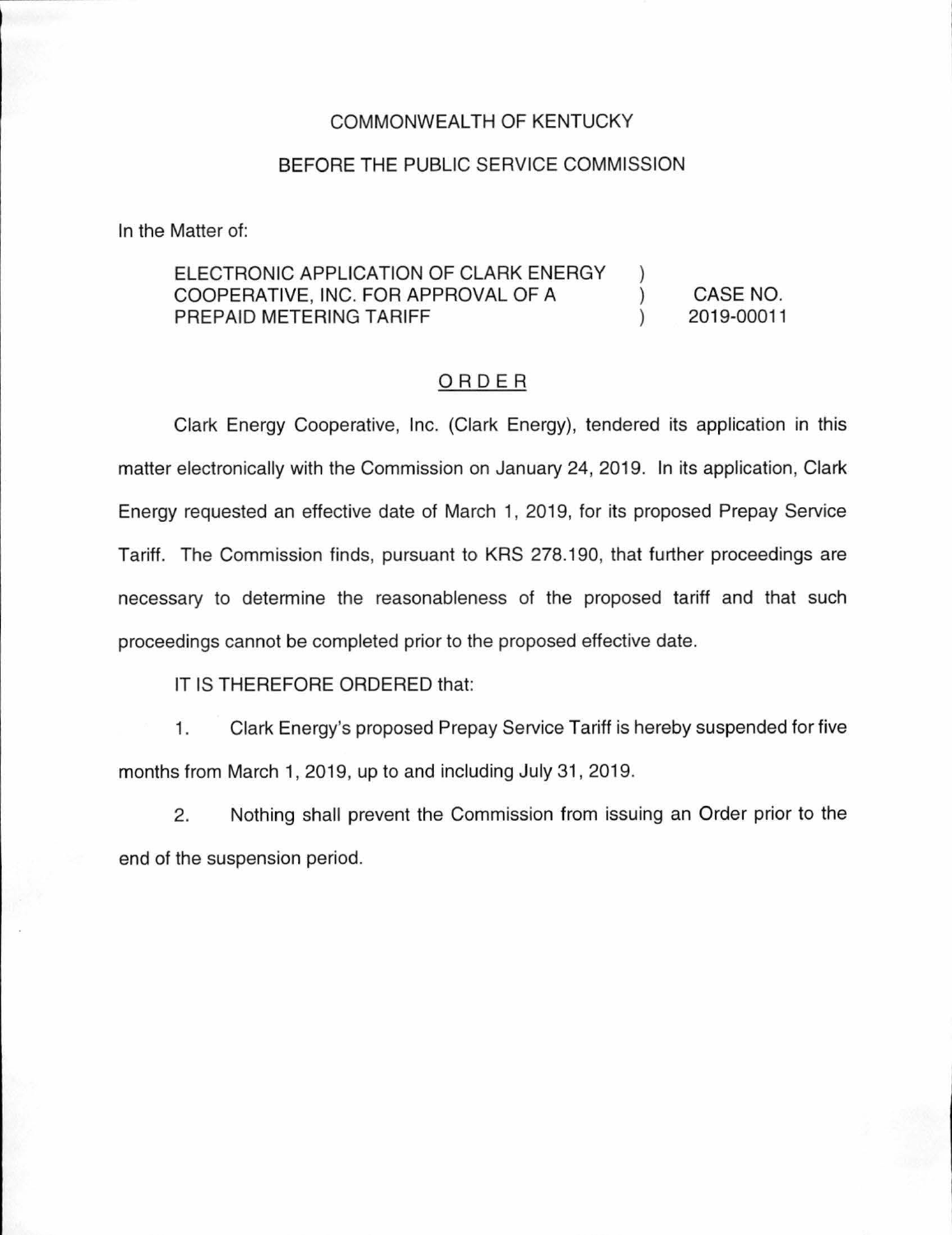COMMONWEALTH OF KENTUCKY

BEFORE THE PUBLIC SERVICE COMMISSION

In the Matter of:

ELECTRONIC APPLICATION OF CLARK ENERGY COOPERATIVE, INC. FOR APPROVAL OF A PREPAID METERING TARIFF ) ) ) CASE NO. 2019-00011

<u>ORDER</u>

Clark Energy Cooperative, Inc. (Clark Energy), tendered its application in this matter electronically with the Commission on January 24, 2019. In its application, Clark Energy requested an effective date of March 1, 2019, for its proposed Prepay Service Tariff. The Commission finds, pursuant to KRS 278.190, that further proceedings are necessary to determine the reasonableness of the proposed tariff and that such proceedings cannot be completed prior to the proposed effective date.

IT IS THEREFORE ORDERED that:

1. Clark Energy's proposed Prepay Service Tariff is hereby suspended for five months from March 1, 2019, up to and including July 31, 2019.

2. Nothing shall prevent the Commission from issuing an Order prior to the end of the suspension period.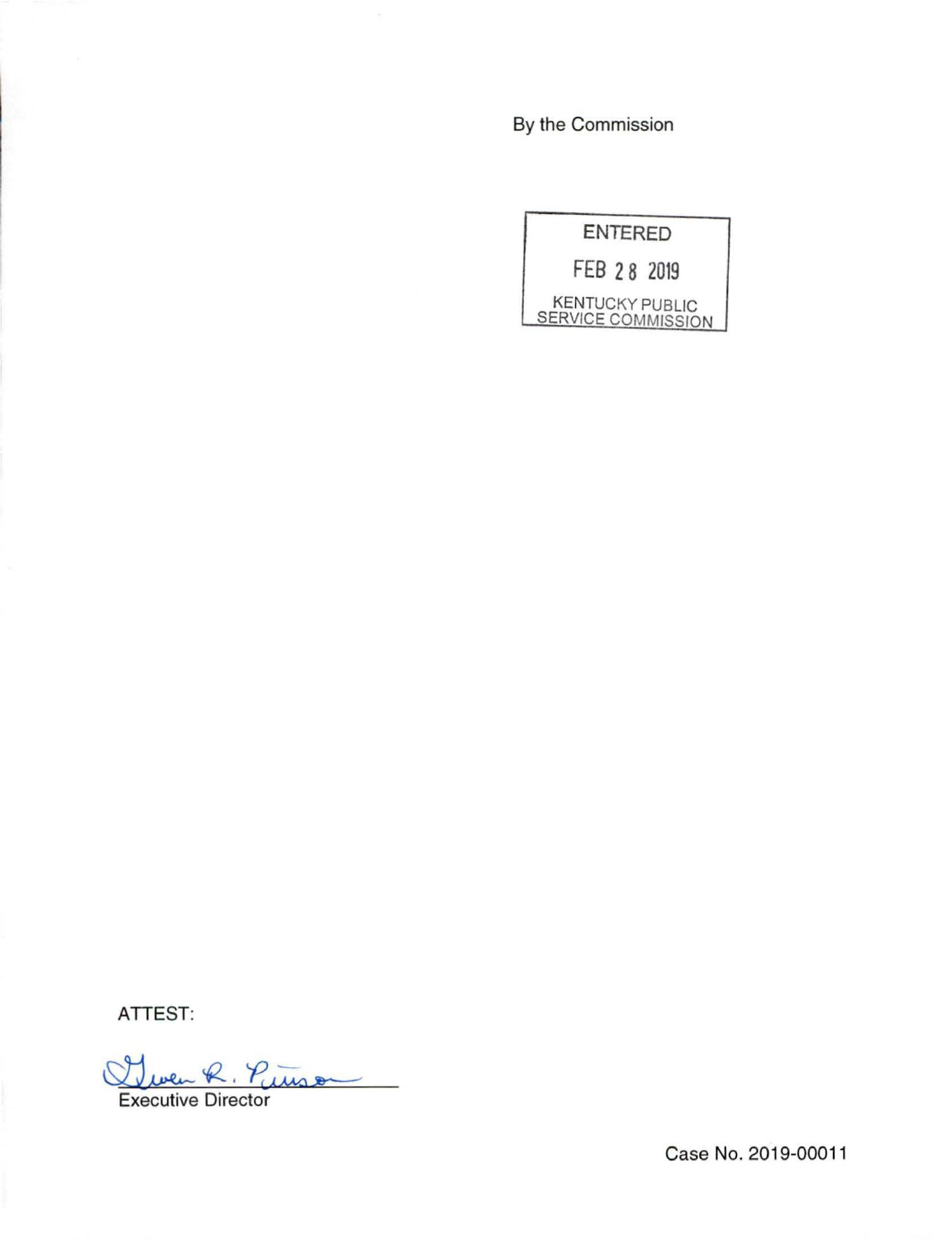By the Commission

ENTERED

FEB 28 2019

KENTUCKY PUBLIC SERVICE COMMISSION

ATTEST:

Gwen R. Pinson

Executive Director

Case No. 2019-00011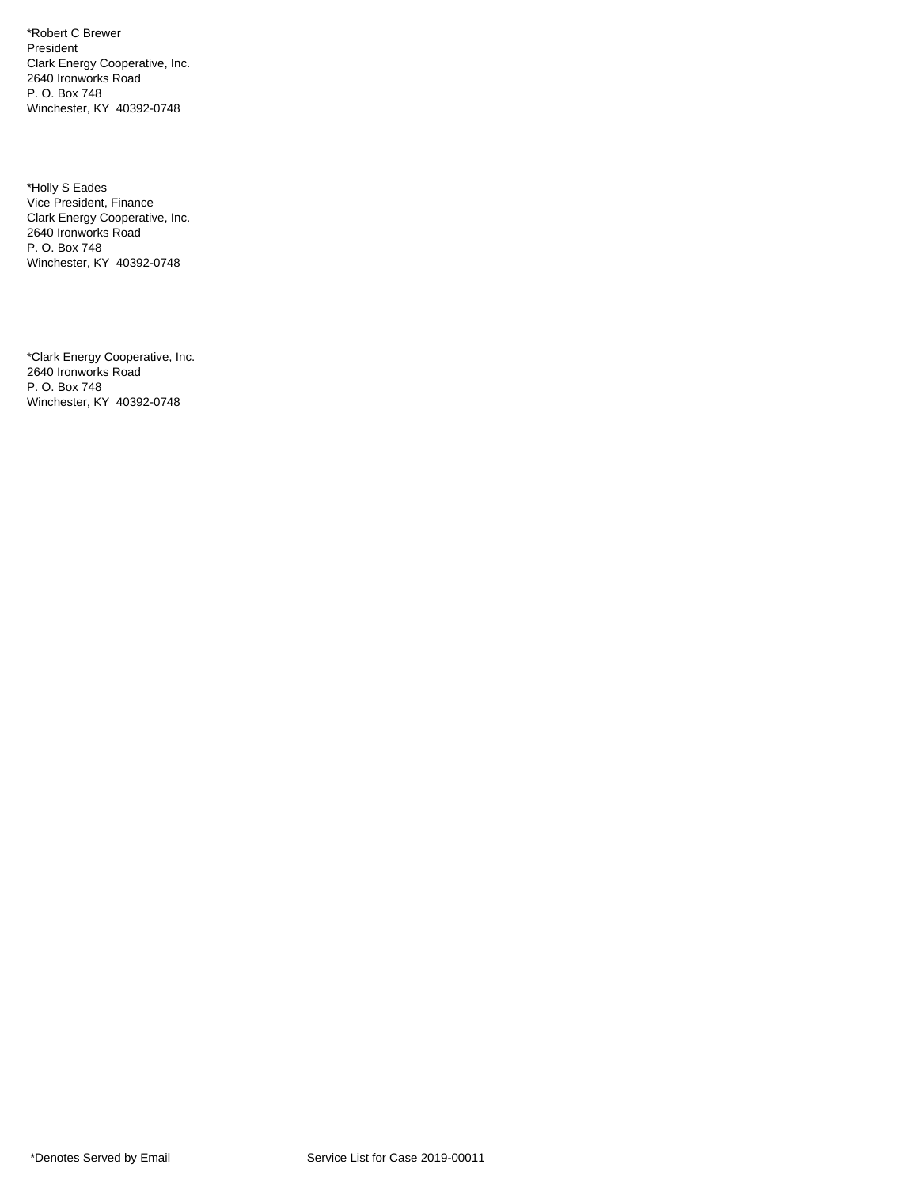*Robert C Brewer
President
Clark Energy Cooperative, Inc.
2640 Ironworks Road
P. O. Box 748
Winchester, KY  40392-0748

*Holly S Eades
Vice President, Finance
Clark Energy Cooperative, Inc.
2640 Ironworks Road
P. O. Box 748
Winchester, KY  40392-0748

*Clark Energy Cooperative, Inc.
2640 Ironworks Road
P. O. Box 748
Winchester, KY  40392-0748

*Denotes Served by Email

Service List for Case 2019-00011